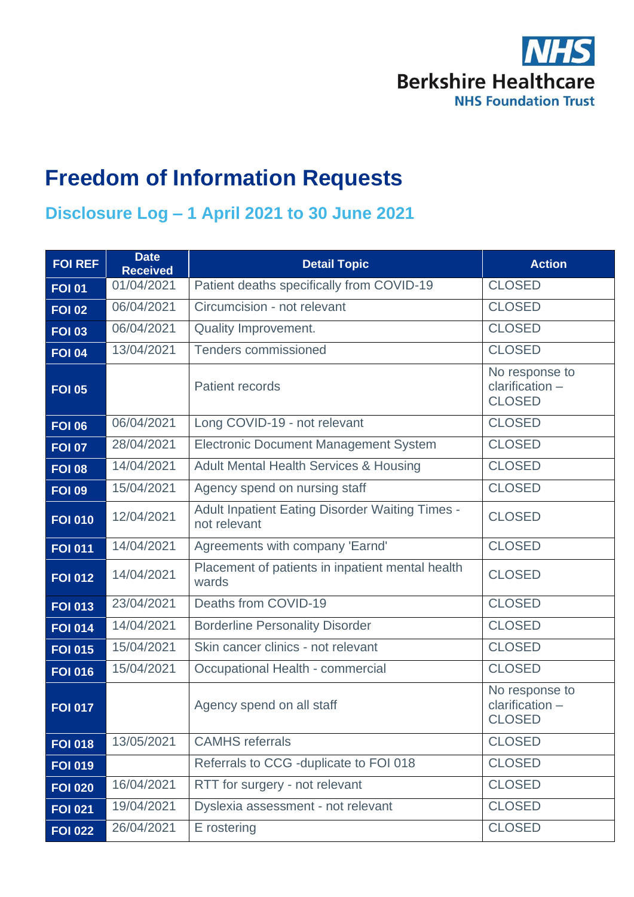# Freedom of Information Requests

## Disclosure Log – 1 April 2021 to 30 June 2021

| FOI REF | Date Received | Detail Topic | Action |
|---|---|---|---|
| **FOI 01** | 01/04/2021 | Patient deaths specifically from COVID-19 | CLOSED |
| **FOI 02** | 06/04/2021 | Circumcision - not relevant | CLOSED |
| **FOI 03** | 06/04/2021 | Quality Improvement. | CLOSED |
| **FOI 04** | 13/04/2021 | Tenders commissioned | CLOSED |
| **FOI 05** | | Patient records | No response to clarification – CLOSED |
| **FOI 06** | 06/04/2021 | Long COVID-19 - not relevant | CLOSED |
| **FOI 07** | 28/04/2021 | Electronic Document Management System | CLOSED |
| **FOI 08** | 14/04/2021 | Adult Mental Health Services & Housing | CLOSED |
| **FOI 09** | 15/04/2021 | Agency spend on nursing staff | CLOSED |
| **FOI 010** | 12/04/2021 | Adult Inpatient Eating Disorder Waiting Times - not relevant | CLOSED |
| **FOI 011** | 14/04/2021 | Agreements with company 'Earnd' | CLOSED |
| **FOI 012** | 14/04/2021 | Placement of patients in inpatient mental health wards | CLOSED |
| **FOI 013** | 23/04/2021 | Deaths from COVID-19 | CLOSED |
| **FOI 014** | 14/04/2021 | Borderline Personality Disorder | CLOSED |
| **FOI 015** | 15/04/2021 | Skin cancer clinics - not relevant | CLOSED |
| **FOI 016** | 15/04/2021 | Occupational Health - commercial | CLOSED |
| **FOI 017** | | Agency spend on all staff | No response to clarification – CLOSED |
| **FOI 018** | 13/05/2021 | CAMHS referrals | CLOSED |
| **FOI 019** | | Referrals to CCG -duplicate to FOI 018 | CLOSED |
| **FOI 020** | 16/04/2021 | RTT for surgery - not relevant | CLOSED |
| **FOI 021** | 19/04/2021 | Dyslexia assessment - not relevant | CLOSED |
| **FOI 022** | 26/04/2021 | E rostering | CLOSED |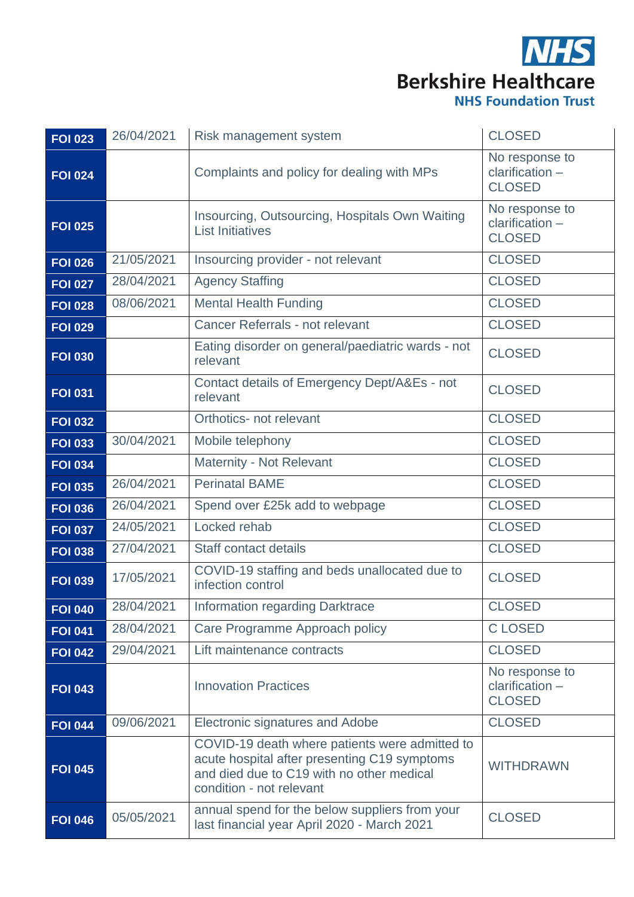| FOI 023 | 26/04/2021 | Risk management system | CLOSED |
|---|---|---|---|
| FOI 024 | | Complaints and policy for dealing with MPs | No response to clarification – CLOSED |
| FOI 025 | | Insourcing, Outsourcing, Hospitals Own Waiting List Initiatives | No response to clarification – CLOSED |
| FOI 026 | 21/05/2021 | Insourcing provider - not relevant | CLOSED |
| FOI 027 | 28/04/2021 | Agency Staffing | CLOSED |
| FOI 028 | 08/06/2021 | Mental Health Funding | CLOSED |
| FOI 029 | | Cancer Referrals - not relevant | CLOSED |
| FOI 030 | | Eating disorder on general/paediatric wards - not relevant | CLOSED |
| FOI 031 | | Contact details of Emergency Dept/A&Es - not relevant | CLOSED |
| FOI 032 | | Orthotics- not relevant | CLOSED |
| FOI 033 | 30/04/2021 | Mobile telephony | CLOSED |
| FOI 034 | | Maternity - Not Relevant | CLOSED |
| FOI 035 | 26/04/2021 | Perinatal BAME | CLOSED |
| FOI 036 | 26/04/2021 | Spend over £25k add to webpage | CLOSED |
| FOI 037 | 24/05/2021 | Locked rehab | CLOSED |
| FOI 038 | 27/04/2021 | Staff contact details | CLOSED |
| FOI 039 | 17/05/2021 | COVID-19 staffing and beds unallocated due to infection control | CLOSED |
| FOI 040 | 28/04/2021 | Information regarding Darktrace | CLOSED |
| FOI 041 | 28/04/2021 | Care Programme Approach policy | C LOSED |
| FOI 042 | 29/04/2021 | Lift maintenance contracts | CLOSED |
| FOI 043 | | Innovation Practices | No response to clarification – CLOSED |
| FOI 044 | 09/06/2021 | Electronic signatures and Adobe | CLOSED |
| FOI 045 | | COVID-19 death where patients were admitted to acute hospital after presenting C19 symptoms and died due to C19 with no other medical condition - not relevant | WITHDRAWN |
| FOI 046 | 05/05/2021 | annual spend for the below suppliers from your last financial year April 2020 - March 2021 | CLOSED |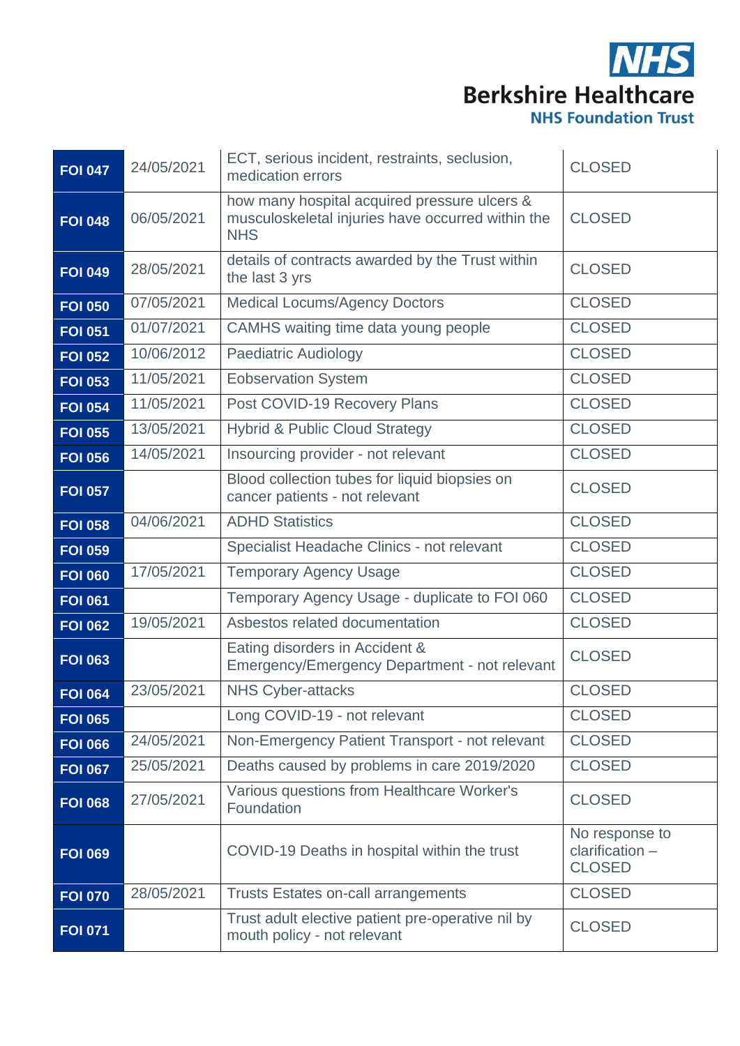**NHS**
**Berkshire Healthcare**
**NHS Foundation Trust**

| | | | |
|---|---|---|---|
| **FOI 047** | 24/05/2021 | ECT, serious incident, restraints, seclusion, medication errors | CLOSED |
| **FOI 048** | 06/05/2021 | how many hospital acquired pressure ulcers & musculoskeletal injuries have occurred within the NHS | CLOSED |
| **FOI 049** | 28/05/2021 | details of contracts awarded by the Trust within the last 3 yrs | CLOSED |
| **FOI 050** | 07/05/2021 | Medical Locums/Agency Doctors | CLOSED |
| **FOI 051** | 01/07/2021 | CAMHS waiting time data young people | CLOSED |
| **FOI 052** | 10/06/2012 | Paediatric Audiology | CLOSED |
| **FOI 053** | 11/05/2021 | Eobservation System | CLOSED |
| **FOI 054** | 11/05/2021 | Post COVID-19 Recovery Plans | CLOSED |
| **FOI 055** | 13/05/2021 | Hybrid & Public Cloud Strategy | CLOSED |
| **FOI 056** | 14/05/2021 | Insourcing provider - not relevant | CLOSED |
| **FOI 057** | | Blood collection tubes for liquid biopsies on cancer patients - not relevant | CLOSED |
| **FOI 058** | 04/06/2021 | ADHD Statistics | CLOSED |
| **FOI 059** | | Specialist Headache Clinics - not relevant | CLOSED |
| **FOI 060** | 17/05/2021 | Temporary Agency Usage | CLOSED |
| **FOI 061** | | Temporary Agency Usage - duplicate to FOI 060 | CLOSED |
| **FOI 062** | 19/05/2021 | Asbestos related documentation | CLOSED |
| **FOI 063** | | Eating disorders in Accident & Emergency/Emergency Department - not relevant | CLOSED |
| **FOI 064** | 23/05/2021 | NHS Cyber-attacks | CLOSED |
| **FOI 065** | | Long COVID-19 - not relevant | CLOSED |
| **FOI 066** | 24/05/2021 | Non-Emergency Patient Transport - not relevant | CLOSED |
| **FOI 067** | 25/05/2021 | Deaths caused by problems in care 2019/2020 | CLOSED |
| **FOI 068** | 27/05/2021 | Various questions from Healthcare Worker's Foundation | CLOSED |
| **FOI 069** | | COVID-19 Deaths in hospital within the trust | No response to clarification – CLOSED |
| **FOI 070** | 28/05/2021 | Trusts Estates on-call arrangements | CLOSED |
| **FOI 071** | | Trust adult elective patient pre-operative nil by mouth policy - not relevant | CLOSED |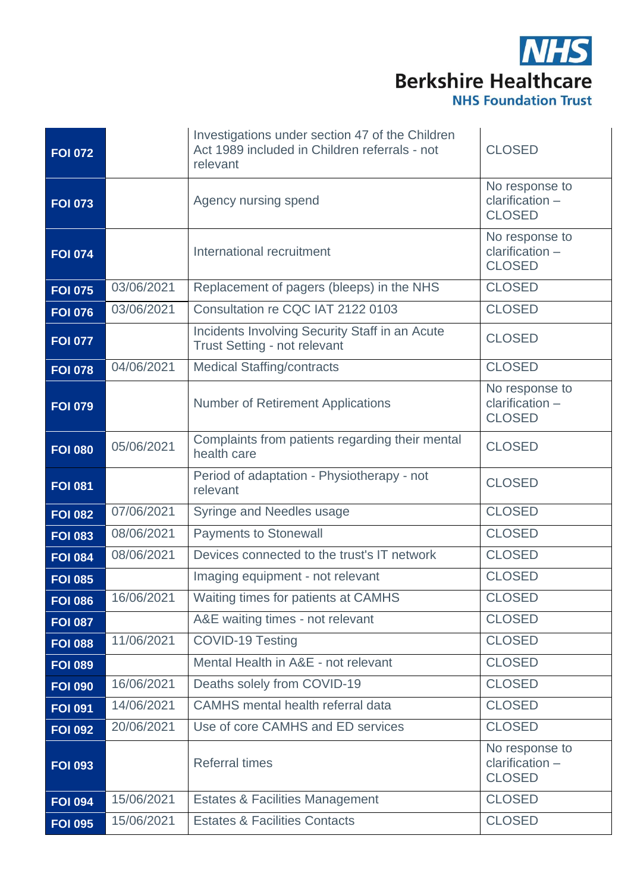| | | | |
|---|---|---|---|
| **FOI 072** | | Investigations under section 47 of the Children Act 1989 included in Children referrals - not relevant | CLOSED |
| **FOI 073** | | Agency nursing spend | No response to clarification – CLOSED |
| **FOI 074** | | International recruitment | No response to clarification – CLOSED |
| **FOI 075** | 03/06/2021 | Replacement of pagers (bleeps) in the NHS | CLOSED |
| **FOI 076** | 03/06/2021 | Consultation re CQC IAT 2122 0103 | CLOSED |
| **FOI 077** | | Incidents Involving Security Staff in an Acute Trust Setting - not relevant | CLOSED |
| **FOI 078** | 04/06/2021 | Medical Staffing/contracts | CLOSED |
| **FOI 079** | | Number of Retirement Applications | No response to clarification – CLOSED |
| **FOI 080** | 05/06/2021 | Complaints from patients regarding their mental health care | CLOSED |
| **FOI 081** | | Period of adaptation - Physiotherapy - not relevant | CLOSED |
| **FOI 082** | 07/06/2021 | Syringe and Needles usage | CLOSED |
| **FOI 083** | 08/06/2021 | Payments to Stonewall | CLOSED |
| **FOI 084** | 08/06/2021 | Devices connected to the trust's IT network | CLOSED |
| **FOI 085** | | Imaging equipment - not relevant | CLOSED |
| **FOI 086** | 16/06/2021 | Waiting times for patients at CAMHS | CLOSED |
| **FOI 087** | | A&E waiting times - not relevant | CLOSED |
| **FOI 088** | 11/06/2021 | COVID-19 Testing | CLOSED |
| **FOI 089** | | Mental Health in A&E - not relevant | CLOSED |
| **FOI 090** | 16/06/2021 | Deaths solely from COVID-19 | CLOSED |
| **FOI 091** | 14/06/2021 | CAMHS mental health referral data | CLOSED |
| **FOI 092** | 20/06/2021 | Use of core CAMHS and ED services | CLOSED |
| **FOI 093** | | Referral times | No response to clarification – CLOSED |
| **FOI 094** | 15/06/2021 | Estates & Facilities Management | CLOSED |
| **FOI 095** | 15/06/2021 | Estates & Facilities Contacts | CLOSED |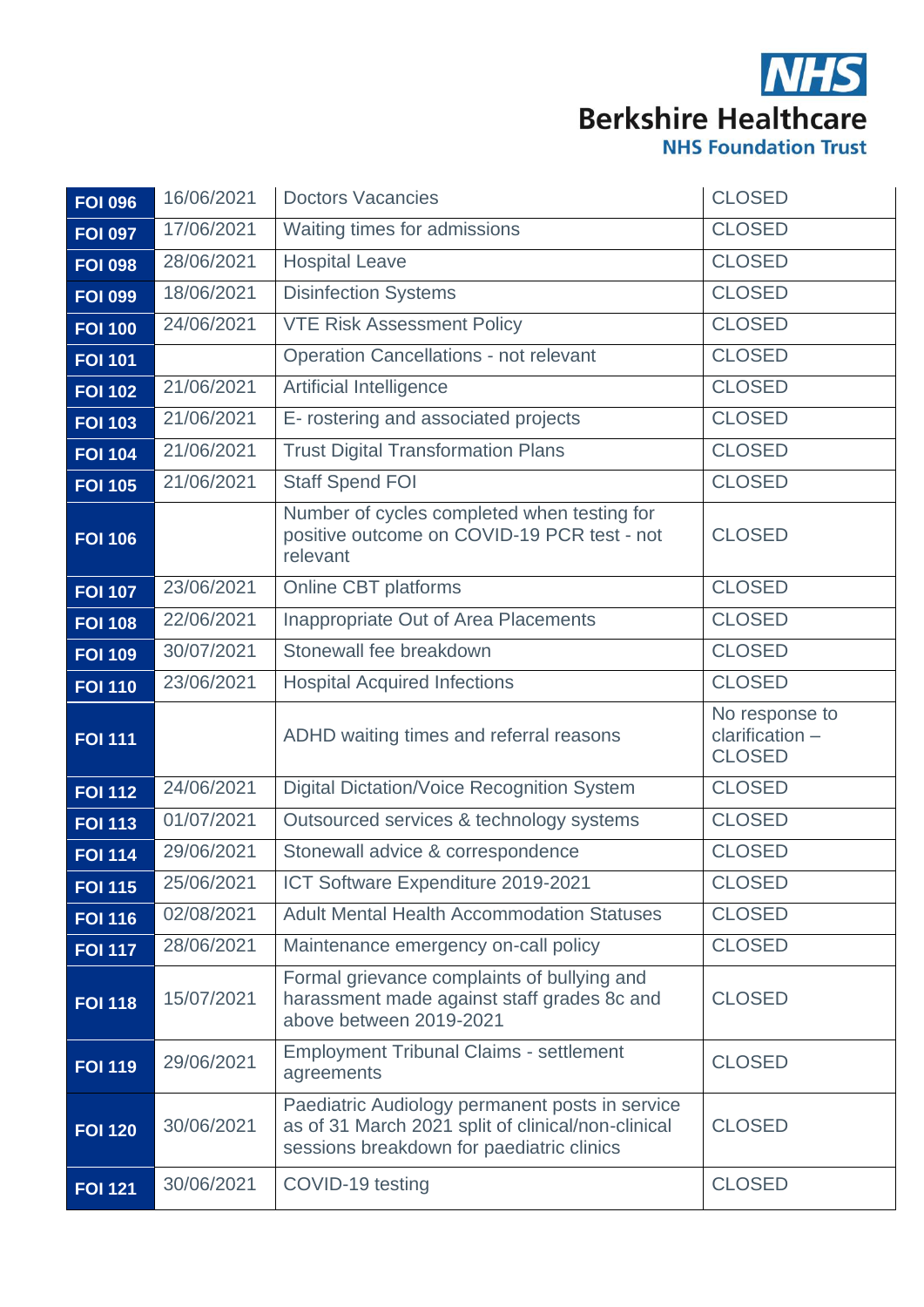| | | | |
|---|---|---|---|
| **FOI 096** | 16/06/2021 | Doctors Vacancies | CLOSED |
| **FOI 097** | 17/06/2021 | Waiting times for admissions | CLOSED |
| **FOI 098** | 28/06/2021 | Hospital Leave | CLOSED |
| **FOI 099** | 18/06/2021 | Disinfection Systems | CLOSED |
| **FOI 100** | 24/06/2021 | VTE Risk Assessment Policy | CLOSED |
| **FOI 101** | | Operation Cancellations - not relevant | CLOSED |
| **FOI 102** | 21/06/2021 | Artificial Intelligence | CLOSED |
| **FOI 103** | 21/06/2021 | E- rostering and associated projects | CLOSED |
| **FOI 104** | 21/06/2021 | Trust Digital Transformation Plans | CLOSED |
| **FOI 105** | 21/06/2021 | Staff Spend FOI | CLOSED |
| **FOI 106** | | Number of cycles completed when testing for positive outcome on COVID-19 PCR test - not relevant | CLOSED |
| **FOI 107** | 23/06/2021 | Online CBT platforms | CLOSED |
| **FOI 108** | 22/06/2021 | Inappropriate Out of Area Placements | CLOSED |
| **FOI 109** | 30/07/2021 | Stonewall fee breakdown | CLOSED |
| **FOI 110** | 23/06/2021 | Hospital Acquired Infections | CLOSED |
| **FOI 111** | | ADHD waiting times and referral reasons | No response to clarification – CLOSED |
| **FOI 112** | 24/06/2021 | Digital Dictation/Voice Recognition System | CLOSED |
| **FOI 113** | 01/07/2021 | Outsourced services & technology systems | CLOSED |
| **FOI 114** | 29/06/2021 | Stonewall advice & correspondence | CLOSED |
| **FOI 115** | 25/06/2021 | ICT Software Expenditure 2019-2021 | CLOSED |
| **FOI 116** | 02/08/2021 | Adult Mental Health Accommodation Statuses | CLOSED |
| **FOI 117** | 28/06/2021 | Maintenance emergency on-call policy | CLOSED |
| **FOI 118** | 15/07/2021 | Formal grievance complaints of bullying and harassment made against staff grades 8c and above between 2019-2021 | CLOSED |
| **FOI 119** | 29/06/2021 | Employment Tribunal Claims - settlement agreements | CLOSED |
| **FOI 120** | 30/06/2021 | Paediatric Audiology permanent posts in service as of 31 March 2021 split of clinical/non-clinical sessions breakdown for paediatric clinics | CLOSED |
| **FOI 121** | 30/06/2021 | COVID-19 testing | CLOSED |